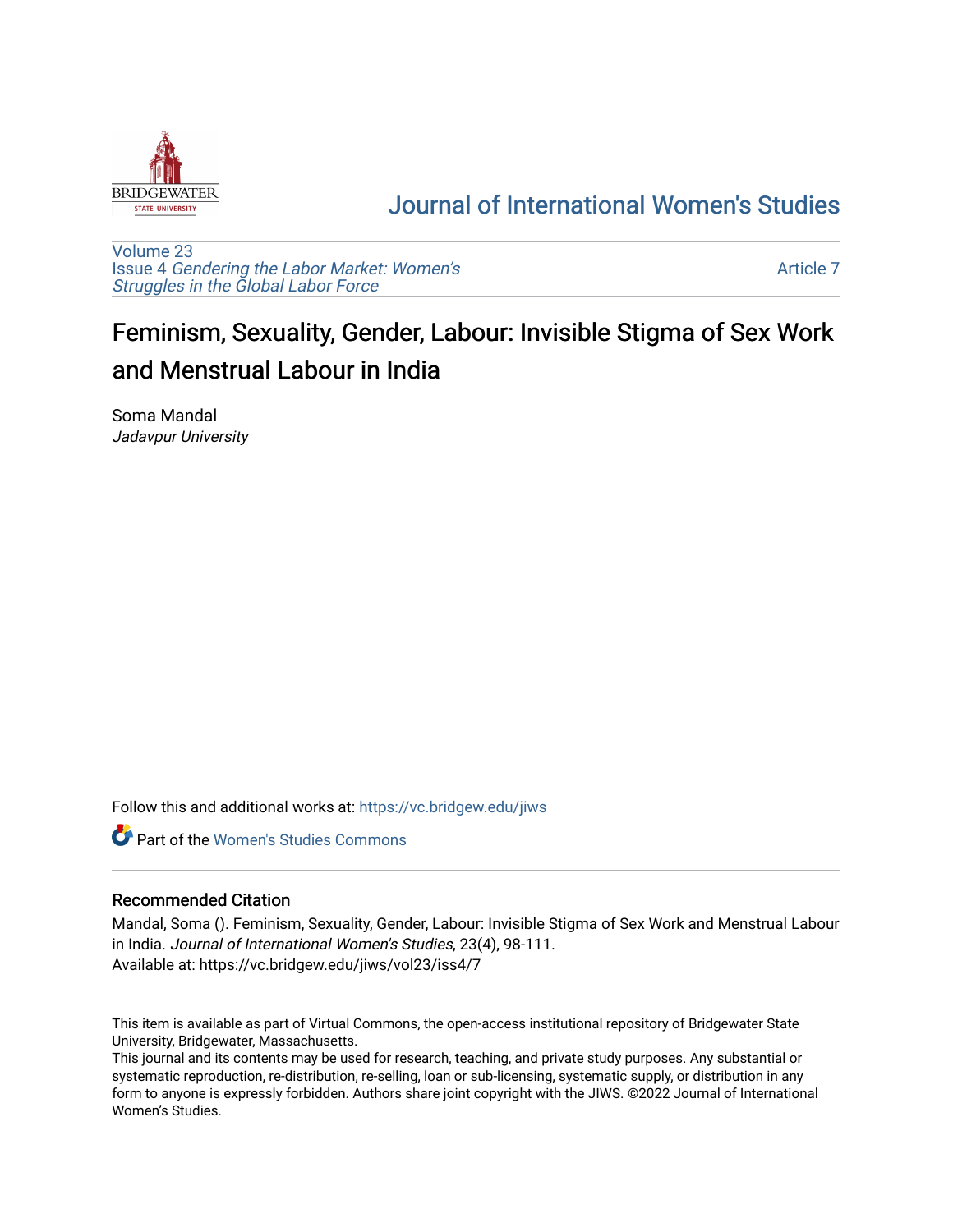# Journal of International Women's Studies

Volume 23
Issue 4 *Gendering the Labor Market: Women's Struggles in the Global Labor Force*

Article 7

## Feminism, Sexuality, Gender, Labour: Invisible Stigma of Sex Work and Menstrual Labour in India

Soma Mandal
*Jadavpur University*

Follow this and additional works at: https://vc.bridgew.edu/jiws

Part of the Women's Studies Commons

### Recommended Citation

Mandal, Soma (). Feminism, Sexuality, Gender, Labour: Invisible Stigma of Sex Work and Menstrual Labour in India. *Journal of International Women's Studies*, 23(4), 98-111.
Available at: https://vc.bridgew.edu/jiws/vol23/iss4/7

This item is available as part of Virtual Commons, the open-access institutional repository of Bridgewater State University, Bridgewater, Massachusetts.
This journal and its contents may be used for research, teaching, and private study purposes. Any substantial or systematic reproduction, re-distribution, re-selling, loan or sub-licensing, systematic supply, or distribution in any form to anyone is expressly forbidden. Authors share joint copyright with the JIWS. ©2022 Journal of International Women's Studies.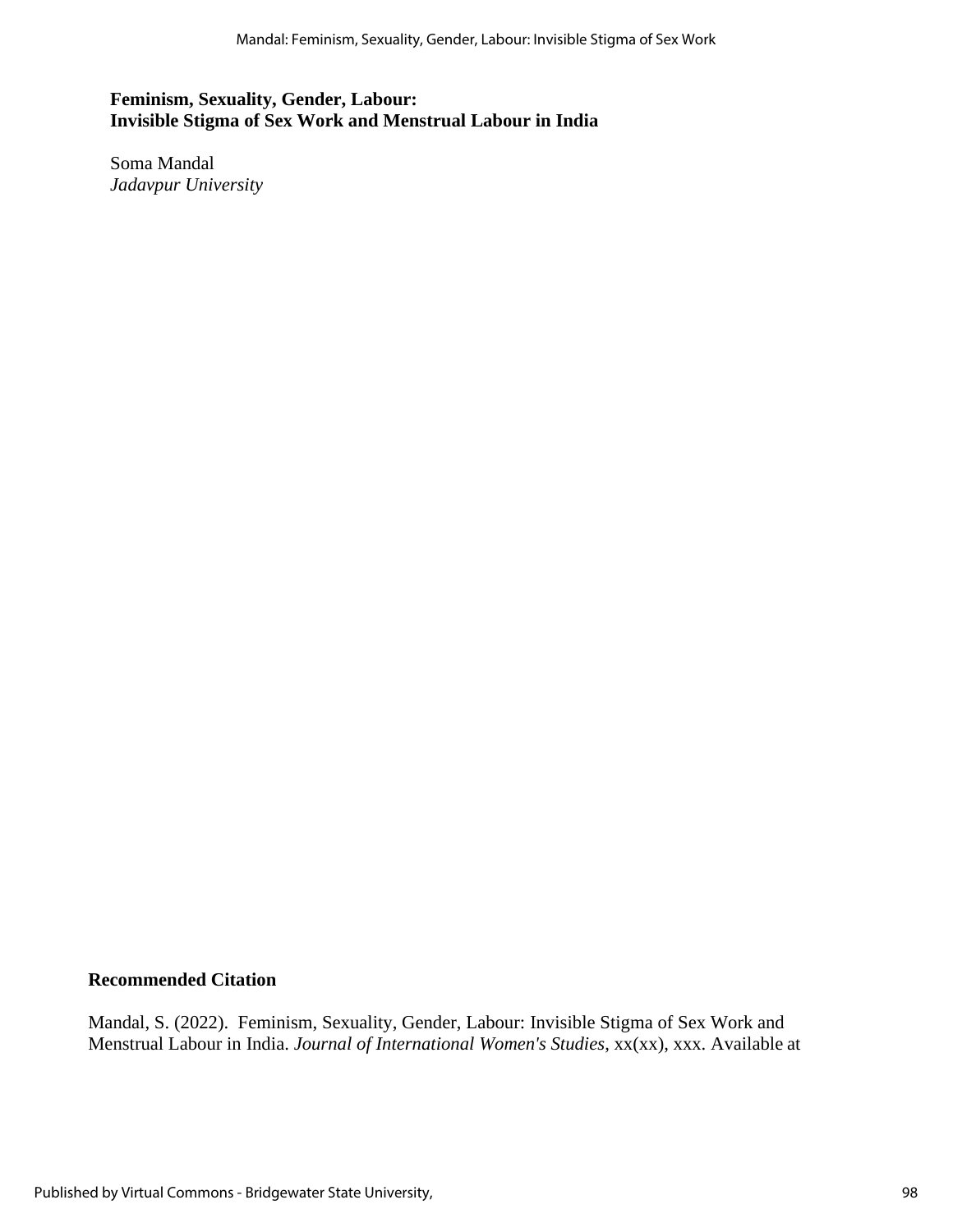**Feminism, Sexuality, Gender, Labour:**
**Invisible Stigma of Sex Work and Menstrual Labour in India**

Soma Mandal
*Jadavpur University*

**Recommended Citation**

Mandal, S. (2022). Feminism, Sexuality, Gender, Labour: Invisible Stigma of Sex Work and Menstrual Labour in India. *Journal of International Women's Studies*, xx(xx), xxx. Available at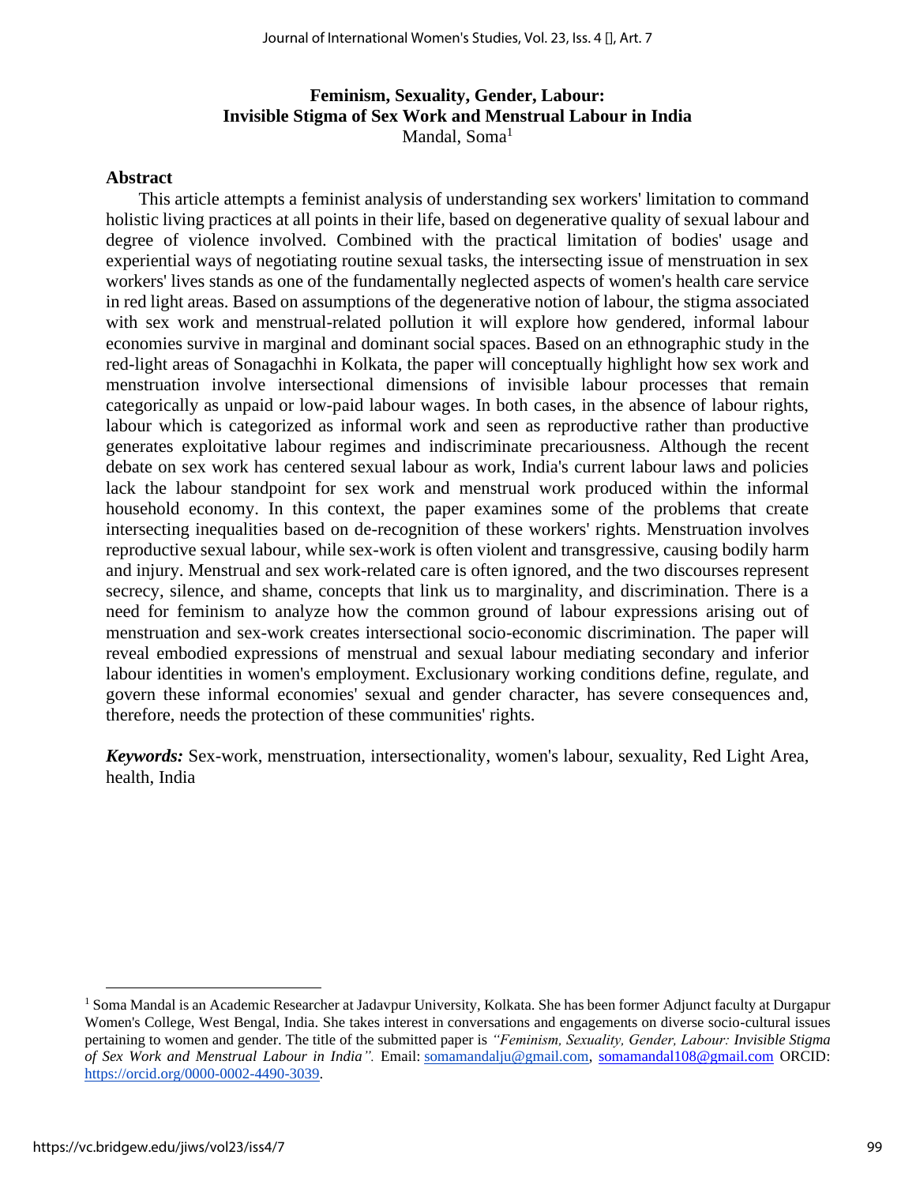# Feminism, Sexuality, Gender, Labour: Invisible Stigma of Sex Work and Menstrual Labour in India

Mandal, Soma[1]

## Abstract

This article attempts a feminist analysis of understanding sex workers' limitation to command holistic living practices at all points in their life, based on degenerative quality of sexual labour and degree of violence involved. Combined with the practical limitation of bodies' usage and experiential ways of negotiating routine sexual tasks, the intersecting issue of menstruation in sex workers' lives stands as one of the fundamentally neglected aspects of women's health care service in red light areas. Based on assumptions of the degenerative notion of labour, the stigma associated with sex work and menstrual-related pollution it will explore how gendered, informal labour economies survive in marginal and dominant social spaces. Based on an ethnographic study in the red-light areas of Sonagachhi in Kolkata, the paper will conceptually highlight how sex work and menstruation involve intersectional dimensions of invisible labour processes that remain categorically as unpaid or low-paid labour wages. In both cases, in the absence of labour rights, labour which is categorized as informal work and seen as reproductive rather than productive generates exploitative labour regimes and indiscriminate precariousness. Although the recent debate on sex work has centered sexual labour as work, India's current labour laws and policies lack the labour standpoint for sex work and menstrual work produced within the informal household economy. In this context, the paper examines some of the problems that create intersecting inequalities based on de-recognition of these workers' rights. Menstruation involves reproductive sexual labour, while sex-work is often violent and transgressive, causing bodily harm and injury. Menstrual and sex work-related care is often ignored, and the two discourses represent secrecy, silence, and shame, concepts that link us to marginality, and discrimination. There is a need for feminism to analyze how the common ground of labour expressions arising out of menstruation and sex-work creates intersectional socio-economic discrimination. The paper will reveal embodied expressions of menstrual and sexual labour mediating secondary and inferior labour identities in women's employment. Exclusionary working conditions define, regulate, and govern these informal economies' sexual and gender character, has severe consequences and, therefore, needs the protection of these communities' rights.

***Keywords:*** Sex-work, menstruation, intersectionality, women's labour, sexuality, Red Light Area, health, India

---

[1] Soma Mandal is an Academic Researcher at Jadavpur University, Kolkata. She has been former Adjunct faculty at Durgapur Women's College, West Bengal, India. She takes interest in conversations and engagements on diverse socio-cultural issues pertaining to women and gender. The title of the submitted paper is *"Feminism, Sexuality, Gender, Labour: Invisible Stigma of Sex Work and Menstrual Labour in India".* Email: somamandalju@gmail.com, somamandal108@gmail.com ORCID: https://orcid.org/0000-0002-4490-3039.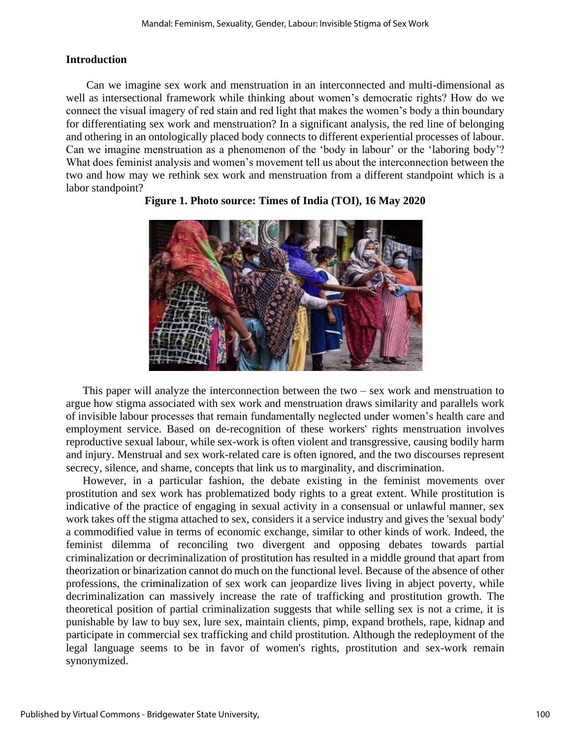## Introduction

Can we imagine sex work and menstruation in an interconnected and multi-dimensional as well as intersectional framework while thinking about women's democratic rights? How do we connect the visual imagery of red stain and red light that makes the women's body a thin boundary for differentiating sex work and menstruation? In a significant analysis, the red line of belonging and othering in an ontologically placed body connects to different experiential processes of labour. Can we imagine menstruation as a phenomenon of the 'body in labour' or the 'laboring body'? What does feminist analysis and women's movement tell us about the interconnection between the two and how may we rethink sex work and menstruation from a different standpoint which is a labor standpoint?

**Figure 1. Photo source: Times of India (TOI), 16 May 2020**

This paper will analyze the interconnection between the two – sex work and menstruation to argue how stigma associated with sex work and menstruation draws similarity and parallels work of invisible labour processes that remain fundamentally neglected under women's health care and employment service. Based on de-recognition of these workers' rights menstruation involves reproductive sexual labour, while sex-work is often violent and transgressive, causing bodily harm and injury. Menstrual and sex work-related care is often ignored, and the two discourses represent secrecy, silence, and shame, concepts that link us to marginality, and discrimination.

However, in a particular fashion, the debate existing in the feminist movements over prostitution and sex work has problematized body rights to a great extent. While prostitution is indicative of the practice of engaging in sexual activity in a consensual or unlawful manner, sex work takes off the stigma attached to sex, considers it a service industry and gives the 'sexual body' a commodified value in terms of economic exchange, similar to other kinds of work. Indeed, the feminist dilemma of reconciling two divergent and opposing debates towards partial criminalization or decriminalization of prostitution has resulted in a middle ground that apart from theorization or binarization cannot do much on the functional level. Because of the absence of other professions, the criminalization of sex work can jeopardize lives living in abject poverty, while decriminalization can massively increase the rate of trafficking and prostitution growth. The theoretical position of partial criminalization suggests that while selling sex is not a crime, it is punishable by law to buy sex, lure sex, maintain clients, pimp, expand brothels, rape, kidnap and participate in commercial sex trafficking and child prostitution. Although the redeployment of the legal language seems to be in favor of women's rights, prostitution and sex-work remain synonymized.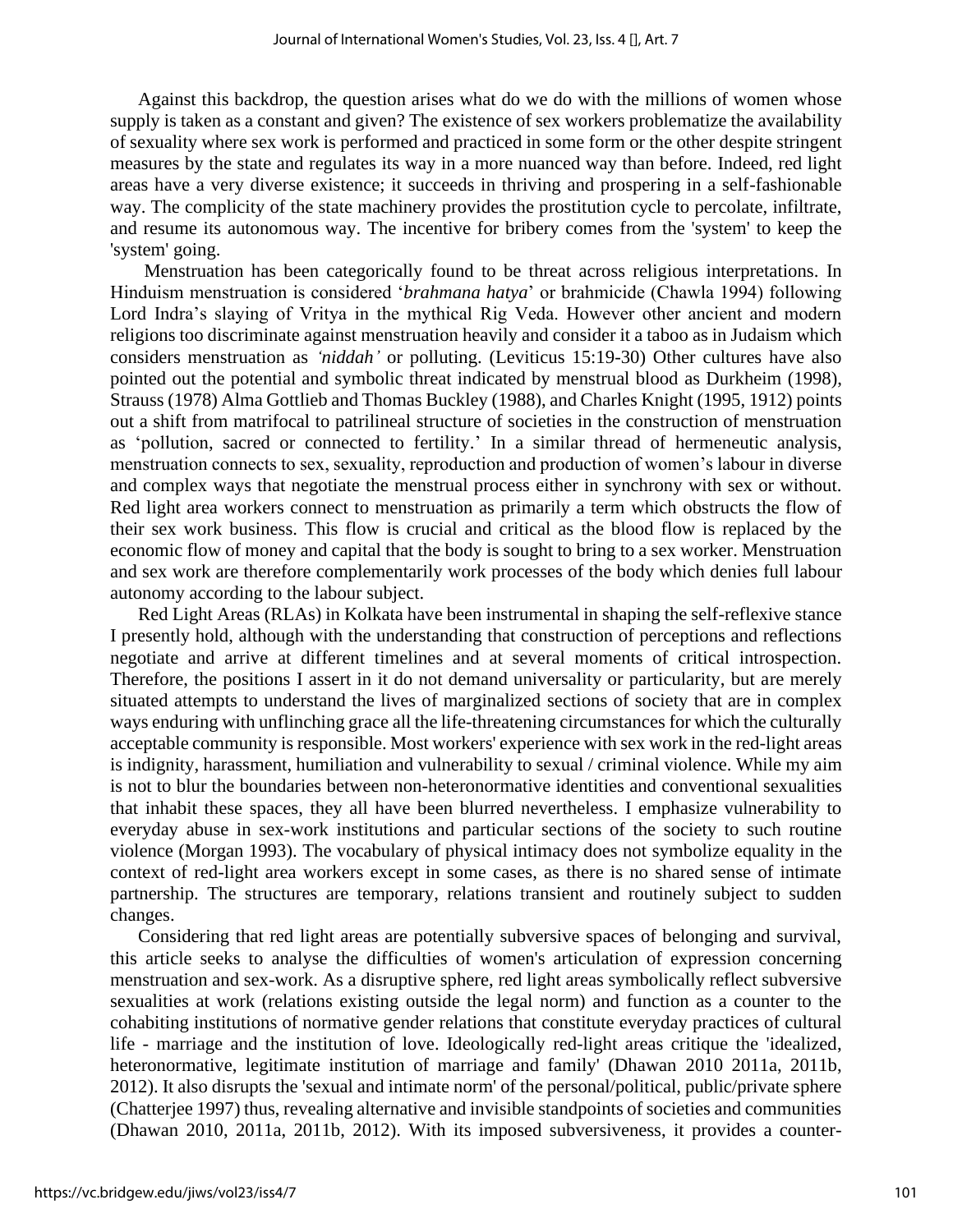Against this backdrop, the question arises what do we do with the millions of women whose supply is taken as a constant and given? The existence of sex workers problematize the availability of sexuality where sex work is performed and practiced in some form or the other despite stringent measures by the state and regulates its way in a more nuanced way than before. Indeed, red light areas have a very diverse existence; it succeeds in thriving and prospering in a self-fashionable way. The complicity of the state machinery provides the prostitution cycle to percolate, infiltrate, and resume its autonomous way. The incentive for bribery comes from the 'system' to keep the 'system' going.

Menstruation has been categorically found to be threat across religious interpretations. In Hinduism menstruation is considered '*brahmana hatya*' or brahmicide (Chawla 1994) following Lord Indra's slaying of Vritya in the mythical Rig Veda. However other ancient and modern religions too discriminate against menstruation heavily and consider it a taboo as in Judaism which considers menstruation as *'niddah'* or polluting. (Leviticus 15:19-30) Other cultures have also pointed out the potential and symbolic threat indicated by menstrual blood as Durkheim (1998), Strauss (1978) Alma Gottlieb and Thomas Buckley (1988), and Charles Knight (1995, 1912) points out a shift from matrifocal to patrilineal structure of societies in the construction of menstruation as 'pollution, sacred or connected to fertility.' In a similar thread of hermeneutic analysis, menstruation connects to sex, sexuality, reproduction and production of women's labour in diverse and complex ways that negotiate the menstrual process either in synchrony with sex or without. Red light area workers connect to menstruation as primarily a term which obstructs the flow of their sex work business. This flow is crucial and critical as the blood flow is replaced by the economic flow of money and capital that the body is sought to bring to a sex worker. Menstruation and sex work are therefore complementarily work processes of the body which denies full labour autonomy according to the labour subject.

Red Light Areas (RLAs) in Kolkata have been instrumental in shaping the self-reflexive stance I presently hold, although with the understanding that construction of perceptions and reflections negotiate and arrive at different timelines and at several moments of critical introspection. Therefore, the positions I assert in it do not demand universality or particularity, but are merely situated attempts to understand the lives of marginalized sections of society that are in complex ways enduring with unflinching grace all the life-threatening circumstances for which the culturally acceptable community is responsible. Most workers' experience with sex work in the red-light areas is indignity, harassment, humiliation and vulnerability to sexual / criminal violence. While my aim is not to blur the boundaries between non-heteronormative identities and conventional sexualities that inhabit these spaces, they all have been blurred nevertheless. I emphasize vulnerability to everyday abuse in sex-work institutions and particular sections of the society to such routine violence (Morgan 1993). The vocabulary of physical intimacy does not symbolize equality in the context of red-light area workers except in some cases, as there is no shared sense of intimate partnership. The structures are temporary, relations transient and routinely subject to sudden changes.

Considering that red light areas are potentially subversive spaces of belonging and survival, this article seeks to analyse the difficulties of women's articulation of expression concerning menstruation and sex-work. As a disruptive sphere, red light areas symbolically reflect subversive sexualities at work (relations existing outside the legal norm) and function as a counter to the cohabiting institutions of normative gender relations that constitute everyday practices of cultural life - marriage and the institution of love. Ideologically red-light areas critique the 'idealized, heteronormative, legitimate institution of marriage and family' (Dhawan 2010 2011a, 2011b, 2012). It also disrupts the 'sexual and intimate norm' of the personal/political, public/private sphere (Chatterjee 1997) thus, revealing alternative and invisible standpoints of societies and communities (Dhawan 2010, 2011a, 2011b, 2012). With its imposed subversiveness, it provides a counter-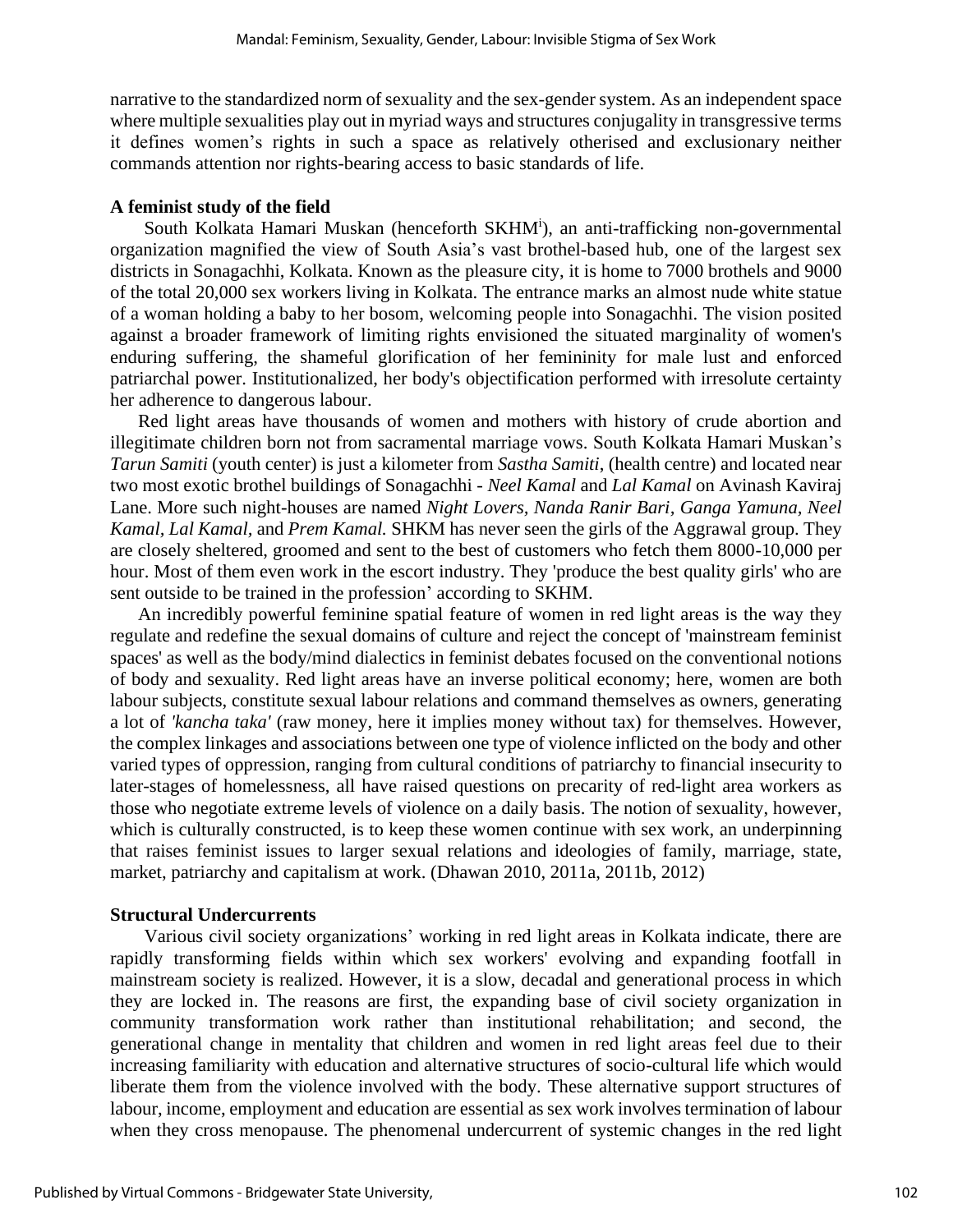narrative to the standardized norm of sexuality and the sex-gender system. As an independent space where multiple sexualities play out in myriad ways and structures conjugality in transgressive terms it defines women's rights in such a space as relatively otherised and exclusionary neither commands attention nor rights-bearing access to basic standards of life.

## A feminist study of the field

South Kolkata Hamari Muskan (henceforth SKHM[i]), an anti-trafficking non-governmental organization magnified the view of South Asia's vast brothel-based hub, one of the largest sex districts in Sonagachhi, Kolkata. Known as the pleasure city, it is home to 7000 brothels and 9000 of the total 20,000 sex workers living in Kolkata. The entrance marks an almost nude white statue of a woman holding a baby to her bosom, welcoming people into Sonagachhi. The vision posited against a broader framework of limiting rights envisioned the situated marginality of women's enduring suffering, the shameful glorification of her femininity for male lust and enforced patriarchal power. Institutionalized, her body's objectification performed with irresolute certainty her adherence to dangerous labour.

Red light areas have thousands of women and mothers with history of crude abortion and illegitimate children born not from sacramental marriage vows. South Kolkata Hamari Muskan's *Tarun Samiti* (youth center) is just a kilometer from *Sastha Samiti*, (health centre) and located near two most exotic brothel buildings of Sonagachhi - *Neel Kamal* and *Lal Kamal* on Avinash Kaviraj Lane. More such night-houses are named *Night Lovers*, *Nanda Ranir Bari*, *Ganga Yamuna, Neel Kamal*, *Lal Kamal*, and *Prem Kamal.* SHKM has never seen the girls of the Aggrawal group. They are closely sheltered, groomed and sent to the best of customers who fetch them 8000-10,000 per hour. Most of them even work in the escort industry. They 'produce the best quality girls' who are sent outside to be trained in the profession' according to SKHM.

An incredibly powerful feminine spatial feature of women in red light areas is the way they regulate and redefine the sexual domains of culture and reject the concept of 'mainstream feminist spaces' as well as the body/mind dialectics in feminist debates focused on the conventional notions of body and sexuality. Red light areas have an inverse political economy; here, women are both labour subjects, constitute sexual labour relations and command themselves as owners, generating a lot of *'kancha taka'* (raw money, here it implies money without tax) for themselves. However, the complex linkages and associations between one type of violence inflicted on the body and other varied types of oppression, ranging from cultural conditions of patriarchy to financial insecurity to later-stages of homelessness, all have raised questions on precarity of red-light area workers as those who negotiate extreme levels of violence on a daily basis. The notion of sexuality, however, which is culturally constructed, is to keep these women continue with sex work, an underpinning that raises feminist issues to larger sexual relations and ideologies of family, marriage, state, market, patriarchy and capitalism at work. (Dhawan 2010, 2011a, 2011b, 2012)

## Structural Undercurrents

Various civil society organizations' working in red light areas in Kolkata indicate, there are rapidly transforming fields within which sex workers' evolving and expanding footfall in mainstream society is realized. However, it is a slow, decadal and generational process in which they are locked in. The reasons are first, the expanding base of civil society organization in community transformation work rather than institutional rehabilitation; and second, the generational change in mentality that children and women in red light areas feel due to their increasing familiarity with education and alternative structures of socio-cultural life which would liberate them from the violence involved with the body. These alternative support structures of labour, income, employment and education are essential as sex work involves termination of labour when they cross menopause. The phenomenal undercurrent of systemic changes in the red light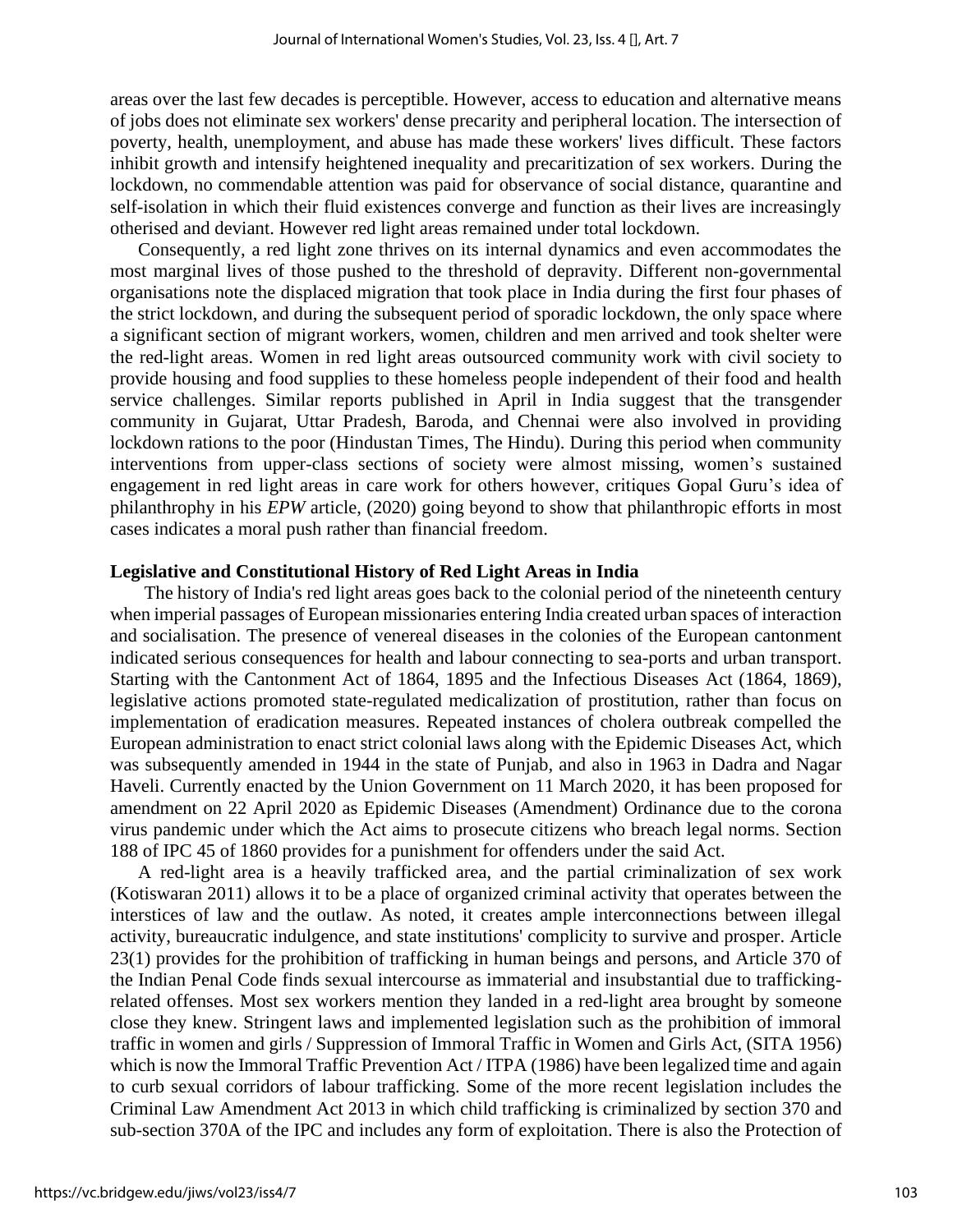areas over the last few decades is perceptible. However, access to education and alternative means of jobs does not eliminate sex workers' dense precarity and peripheral location. The intersection of poverty, health, unemployment, and abuse has made these workers' lives difficult. These factors inhibit growth and intensify heightened inequality and precaritization of sex workers. During the lockdown, no commendable attention was paid for observance of social distance, quarantine and self-isolation in which their fluid existences converge and function as their lives are increasingly otherised and deviant. However red light areas remained under total lockdown.

Consequently, a red light zone thrives on its internal dynamics and even accommodates the most marginal lives of those pushed to the threshold of depravity. Different non-governmental organisations note the displaced migration that took place in India during the first four phases of the strict lockdown, and during the subsequent period of sporadic lockdown, the only space where a significant section of migrant workers, women, children and men arrived and took shelter were the red-light areas. Women in red light areas outsourced community work with civil society to provide housing and food supplies to these homeless people independent of their food and health service challenges. Similar reports published in April in India suggest that the transgender community in Gujarat, Uttar Pradesh, Baroda, and Chennai were also involved in providing lockdown rations to the poor (Hindustan Times, The Hindu). During this period when community interventions from upper-class sections of society were almost missing, women's sustained engagement in red light areas in care work for others however, critiques Gopal Guru's idea of philanthropy in his *EPW* article, (2020) going beyond to show that philanthropic efforts in most cases indicates a moral push rather than financial freedom.

**Legislative and Constitutional History of Red Light Areas in India**

The history of India's red light areas goes back to the colonial period of the nineteenth century when imperial passages of European missionaries entering India created urban spaces of interaction and socialisation. The presence of venereal diseases in the colonies of the European cantonment indicated serious consequences for health and labour connecting to sea-ports and urban transport. Starting with the Cantonment Act of 1864, 1895 and the Infectious Diseases Act (1864, 1869), legislative actions promoted state-regulated medicalization of prostitution, rather than focus on implementation of eradication measures. Repeated instances of cholera outbreak compelled the European administration to enact strict colonial laws along with the Epidemic Diseases Act, which was subsequently amended in 1944 in the state of Punjab, and also in 1963 in Dadra and Nagar Haveli. Currently enacted by the Union Government on 11 March 2020, it has been proposed for amendment on 22 April 2020 as Epidemic Diseases (Amendment) Ordinance due to the corona virus pandemic under which the Act aims to prosecute citizens who breach legal norms. Section 188 of IPC 45 of 1860 provides for a punishment for offenders under the said Act.

A red-light area is a heavily trafficked area, and the partial criminalization of sex work (Kotiswaran 2011) allows it to be a place of organized criminal activity that operates between the interstices of law and the outlaw. As noted, it creates ample interconnections between illegal activity, bureaucratic indulgence, and state institutions' complicity to survive and prosper. Article 23(1) provides for the prohibition of trafficking in human beings and persons, and Article 370 of the Indian Penal Code finds sexual intercourse as immaterial and insubstantial due to trafficking-related offenses. Most sex workers mention they landed in a red-light area brought by someone close they knew. Stringent laws and implemented legislation such as the prohibition of immoral traffic in women and girls / Suppression of Immoral Traffic in Women and Girls Act, (SITA 1956) which is now the Immoral Traffic Prevention Act / ITPA (1986) have been legalized time and again to curb sexual corridors of labour trafficking. Some of the more recent legislation includes the Criminal Law Amendment Act 2013 in which child trafficking is criminalized by section 370 and sub-section 370A of the IPC and includes any form of exploitation. There is also the Protection of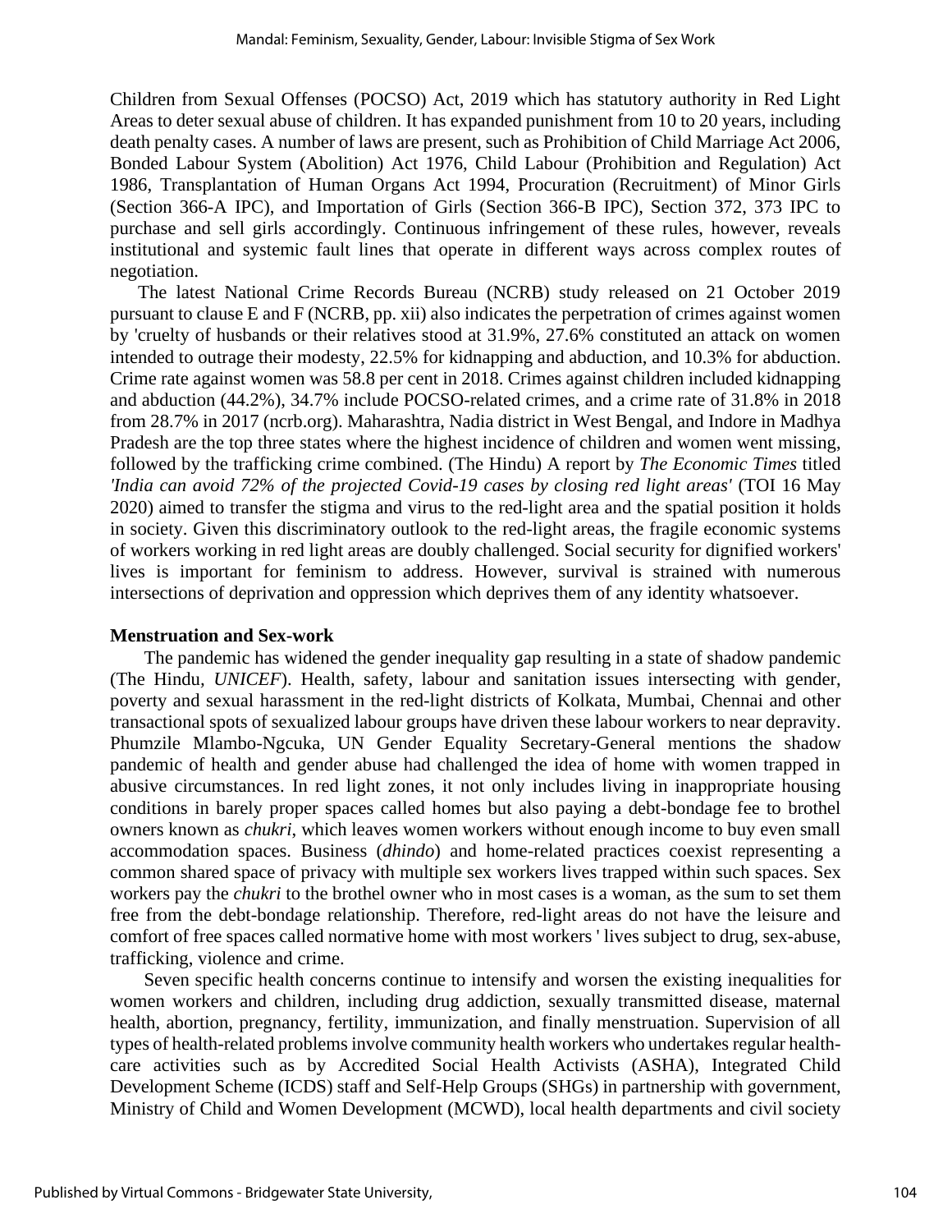Children from Sexual Offenses (POCSO) Act, 2019 which has statutory authority in Red Light Areas to deter sexual abuse of children. It has expanded punishment from 10 to 20 years, including death penalty cases. A number of laws are present, such as Prohibition of Child Marriage Act 2006, Bonded Labour System (Abolition) Act 1976, Child Labour (Prohibition and Regulation) Act 1986, Transplantation of Human Organs Act 1994, Procuration (Recruitment) of Minor Girls (Section 366-A IPC), and Importation of Girls (Section 366-B IPC), Section 372, 373 IPC to purchase and sell girls accordingly. Continuous infringement of these rules, however, reveals institutional and systemic fault lines that operate in different ways across complex routes of negotiation.

The latest National Crime Records Bureau (NCRB) study released on 21 October 2019 pursuant to clause E and F (NCRB, pp. xii) also indicates the perpetration of crimes against women by 'cruelty of husbands or their relatives stood at 31.9%, 27.6% constituted an attack on women intended to outrage their modesty, 22.5% for kidnapping and abduction, and 10.3% for abduction. Crime rate against women was 58.8 per cent in 2018. Crimes against children included kidnapping and abduction (44.2%), 34.7% include POCSO-related crimes, and a crime rate of 31.8% in 2018 from 28.7% in 2017 (ncrb.org). Maharashtra, Nadia district in West Bengal, and Indore in Madhya Pradesh are the top three states where the highest incidence of children and women went missing, followed by the trafficking crime combined. (The Hindu) A report by *The Economic Times* titled *'India can avoid 72% of the projected Covid-19 cases by closing red light areas'* (TOI 16 May 2020) aimed to transfer the stigma and virus to the red-light area and the spatial position it holds in society. Given this discriminatory outlook to the red-light areas, the fragile economic systems of workers working in red light areas are doubly challenged. Social security for dignified workers' lives is important for feminism to address. However, survival is strained with numerous intersections of deprivation and oppression which deprives them of any identity whatsoever.

**Menstruation and Sex-work**

The pandemic has widened the gender inequality gap resulting in a state of shadow pandemic (The Hindu, *UNICEF*). Health, safety, labour and sanitation issues intersecting with gender, poverty and sexual harassment in the red-light districts of Kolkata, Mumbai, Chennai and other transactional spots of sexualized labour groups have driven these labour workers to near depravity. Phumzile Mlambo-Ngcuka, UN Gender Equality Secretary-General mentions the shadow pandemic of health and gender abuse had challenged the idea of home with women trapped in abusive circumstances. In red light zones, it not only includes living in inappropriate housing conditions in barely proper spaces called homes but also paying a debt-bondage fee to brothel owners known as *chukri*, which leaves women workers without enough income to buy even small accommodation spaces. Business (*dhindo*) and home-related practices coexist representing a common shared space of privacy with multiple sex workers lives trapped within such spaces. Sex workers pay the *chukri* to the brothel owner who in most cases is a woman, as the sum to set them free from the debt-bondage relationship. Therefore, red-light areas do not have the leisure and comfort of free spaces called normative home with most workers ' lives subject to drug, sex-abuse, trafficking, violence and crime.

Seven specific health concerns continue to intensify and worsen the existing inequalities for women workers and children, including drug addiction, sexually transmitted disease, maternal health, abortion, pregnancy, fertility, immunization, and finally menstruation. Supervision of all types of health-related problems involve community health workers who undertakes regular health-care activities such as by Accredited Social Health Activists (ASHA), Integrated Child Development Scheme (ICDS) staff and Self-Help Groups (SHGs) in partnership with government, Ministry of Child and Women Development (MCWD), local health departments and civil society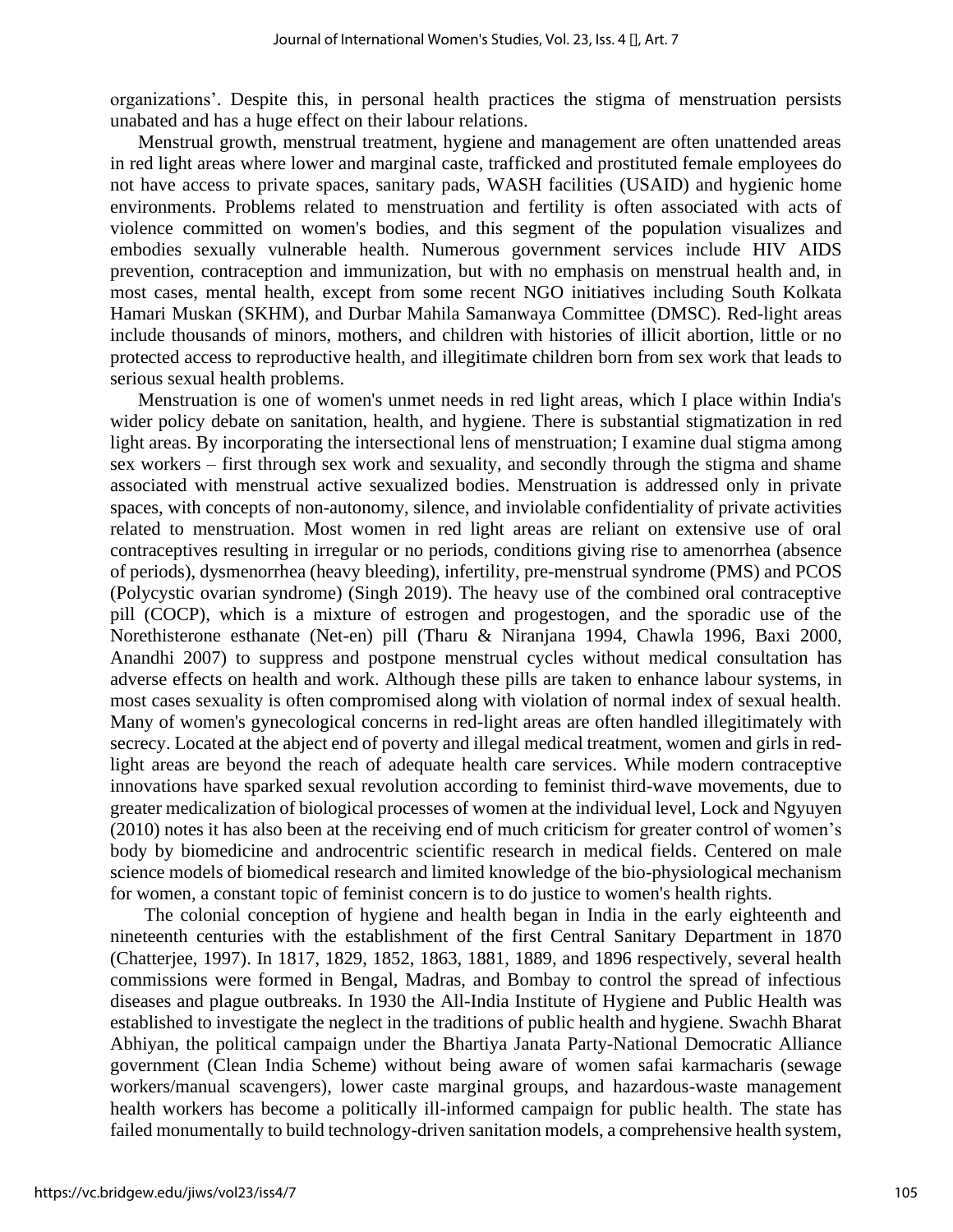organizations'. Despite this, in personal health practices the stigma of menstruation persists unabated and has a huge effect on their labour relations.

Menstrual growth, menstrual treatment, hygiene and management are often unattended areas in red light areas where lower and marginal caste, trafficked and prostituted female employees do not have access to private spaces, sanitary pads, WASH facilities (USAID) and hygienic home environments. Problems related to menstruation and fertility is often associated with acts of violence committed on women's bodies, and this segment of the population visualizes and embodies sexually vulnerable health. Numerous government services include HIV AIDS prevention, contraception and immunization, but with no emphasis on menstrual health and, in most cases, mental health, except from some recent NGO initiatives including South Kolkata Hamari Muskan (SKHM), and Durbar Mahila Samanwaya Committee (DMSC). Red-light areas include thousands of minors, mothers, and children with histories of illicit abortion, little or no protected access to reproductive health, and illegitimate children born from sex work that leads to serious sexual health problems.

Menstruation is one of women's unmet needs in red light areas, which I place within India's wider policy debate on sanitation, health, and hygiene. There is substantial stigmatization in red light areas. By incorporating the intersectional lens of menstruation; I examine dual stigma among sex workers – first through sex work and sexuality, and secondly through the stigma and shame associated with menstrual active sexualized bodies. Menstruation is addressed only in private spaces, with concepts of non-autonomy, silence, and inviolable confidentiality of private activities related to menstruation. Most women in red light areas are reliant on extensive use of oral contraceptives resulting in irregular or no periods, conditions giving rise to amenorrhea (absence of periods), dysmenorrhea (heavy bleeding), infertility, pre-menstrual syndrome (PMS) and PCOS (Polycystic ovarian syndrome) (Singh 2019). The heavy use of the combined oral contraceptive pill (COCP), which is a mixture of estrogen and progestogen, and the sporadic use of the Norethisterone esthanate (Net-en) pill (Tharu & Niranjana 1994, Chawla 1996, Baxi 2000, Anandhi 2007) to suppress and postpone menstrual cycles without medical consultation has adverse effects on health and work. Although these pills are taken to enhance labour systems, in most cases sexuality is often compromised along with violation of normal index of sexual health. Many of women's gynecological concerns in red-light areas are often handled illegitimately with secrecy. Located at the abject end of poverty and illegal medical treatment, women and girls in red-light areas are beyond the reach of adequate health care services. While modern contraceptive innovations have sparked sexual revolution according to feminist third-wave movements, due to greater medicalization of biological processes of women at the individual level, Lock and Ngyuyen (2010) notes it has also been at the receiving end of much criticism for greater control of women's body by biomedicine and androcentric scientific research in medical fields. Centered on male science models of biomedical research and limited knowledge of the bio-physiological mechanism for women, a constant topic of feminist concern is to do justice to women's health rights.

The colonial conception of hygiene and health began in India in the early eighteenth and nineteenth centuries with the establishment of the first Central Sanitary Department in 1870 (Chatterjee, 1997). In 1817, 1829, 1852, 1863, 1881, 1889, and 1896 respectively, several health commissions were formed in Bengal, Madras, and Bombay to control the spread of infectious diseases and plague outbreaks. In 1930 the All-India Institute of Hygiene and Public Health was established to investigate the neglect in the traditions of public health and hygiene. Swachh Bharat Abhiyan, the political campaign under the Bhartiya Janata Party-National Democratic Alliance government (Clean India Scheme) without being aware of women safai karmacharis (sewage workers/manual scavengers), lower caste marginal groups, and hazardous-waste management health workers has become a politically ill-informed campaign for public health. The state has failed monumentally to build technology-driven sanitation models, a comprehensive health system,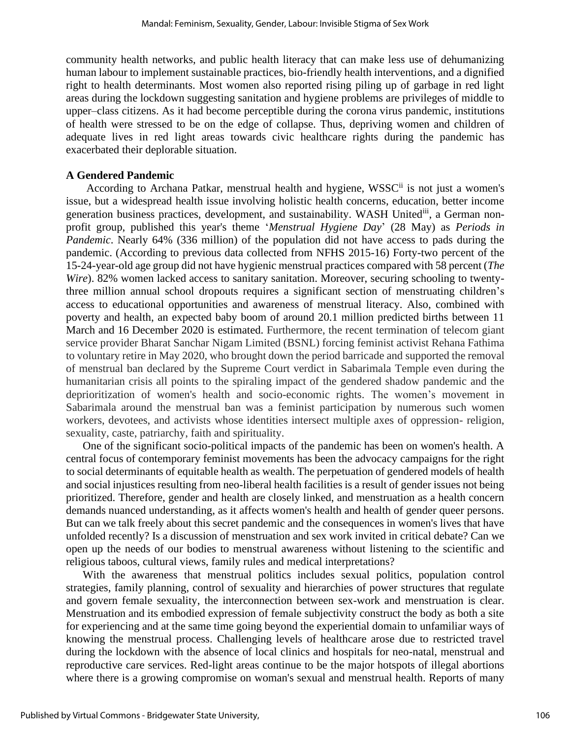community health networks, and public health literacy that can make less use of dehumanizing human labour to implement sustainable practices, bio-friendly health interventions, and a dignified right to health determinants. Most women also reported rising piling up of garbage in red light areas during the lockdown suggesting sanitation and hygiene problems are privileges of middle to upper–class citizens. As it had become perceptible during the corona virus pandemic, institutions of health were stressed to be on the edge of collapse. Thus, depriving women and children of adequate lives in red light areas towards civic healthcare rights during the pandemic has exacerbated their deplorable situation.

**A Gendered Pandemic**

According to Archana Patkar, menstrual health and hygiene, WSSC[ii] is not just a women's issue, but a widespread health issue involving holistic health concerns, education, better income generation business practices, development, and sustainability. WASH United[iii], a German non-profit group, published this year's theme '*Menstrual Hygiene Day*' (28 May) as *Periods in Pandemic*. Nearly 64% (336 million) of the population did not have access to pads during the pandemic. (According to previous data collected from NFHS 2015-16) Forty-two percent of the 15-24-year-old age group did not have hygienic menstrual practices compared with 58 percent (*The Wire*). 82% women lacked access to sanitary sanitation. Moreover, securing schooling to twenty-three million annual school dropouts requires a significant section of menstruating children's access to educational opportunities and awareness of menstrual literacy. Also, combined with poverty and health, an expected baby boom of around 20.1 million predicted births between 11 March and 16 December 2020 is estimated. Furthermore, the recent termination of telecom giant service provider Bharat Sanchar Nigam Limited (BSNL) forcing feminist activist Rehana Fathima to voluntary retire in May 2020, who brought down the period barricade and supported the removal of menstrual ban declared by the Supreme Court verdict in Sabarimala Temple even during the humanitarian crisis all points to the spiraling impact of the gendered shadow pandemic and the deprioritization of women's health and socio-economic rights. The women's movement in Sabarimala around the menstrual ban was a feminist participation by numerous such women workers, devotees, and activists whose identities intersect multiple axes of oppression- religion, sexuality, caste, patriarchy, faith and spirituality.

One of the significant socio-political impacts of the pandemic has been on women's health. A central focus of contemporary feminist movements has been the advocacy campaigns for the right to social determinants of equitable health as wealth. The perpetuation of gendered models of health and social injustices resulting from neo-liberal health facilities is a result of gender issues not being prioritized. Therefore, gender and health are closely linked, and menstruation as a health concern demands nuanced understanding, as it affects women's health and health of gender queer persons. But can we talk freely about this secret pandemic and the consequences in women's lives that have unfolded recently? Is a discussion of menstruation and sex work invited in critical debate? Can we open up the needs of our bodies to menstrual awareness without listening to the scientific and religious taboos, cultural views, family rules and medical interpretations?

With the awareness that menstrual politics includes sexual politics, population control strategies, family planning, control of sexuality and hierarchies of power structures that regulate and govern female sexuality, the interconnection between sex-work and menstruation is clear. Menstruation and its embodied expression of female subjectivity construct the body as both a site for experiencing and at the same time going beyond the experiential domain to unfamiliar ways of knowing the menstrual process. Challenging levels of healthcare arose due to restricted travel during the lockdown with the absence of local clinics and hospitals for neo-natal, menstrual and reproductive care services. Red-light areas continue to be the major hotspots of illegal abortions where there is a growing compromise on woman's sexual and menstrual health. Reports of many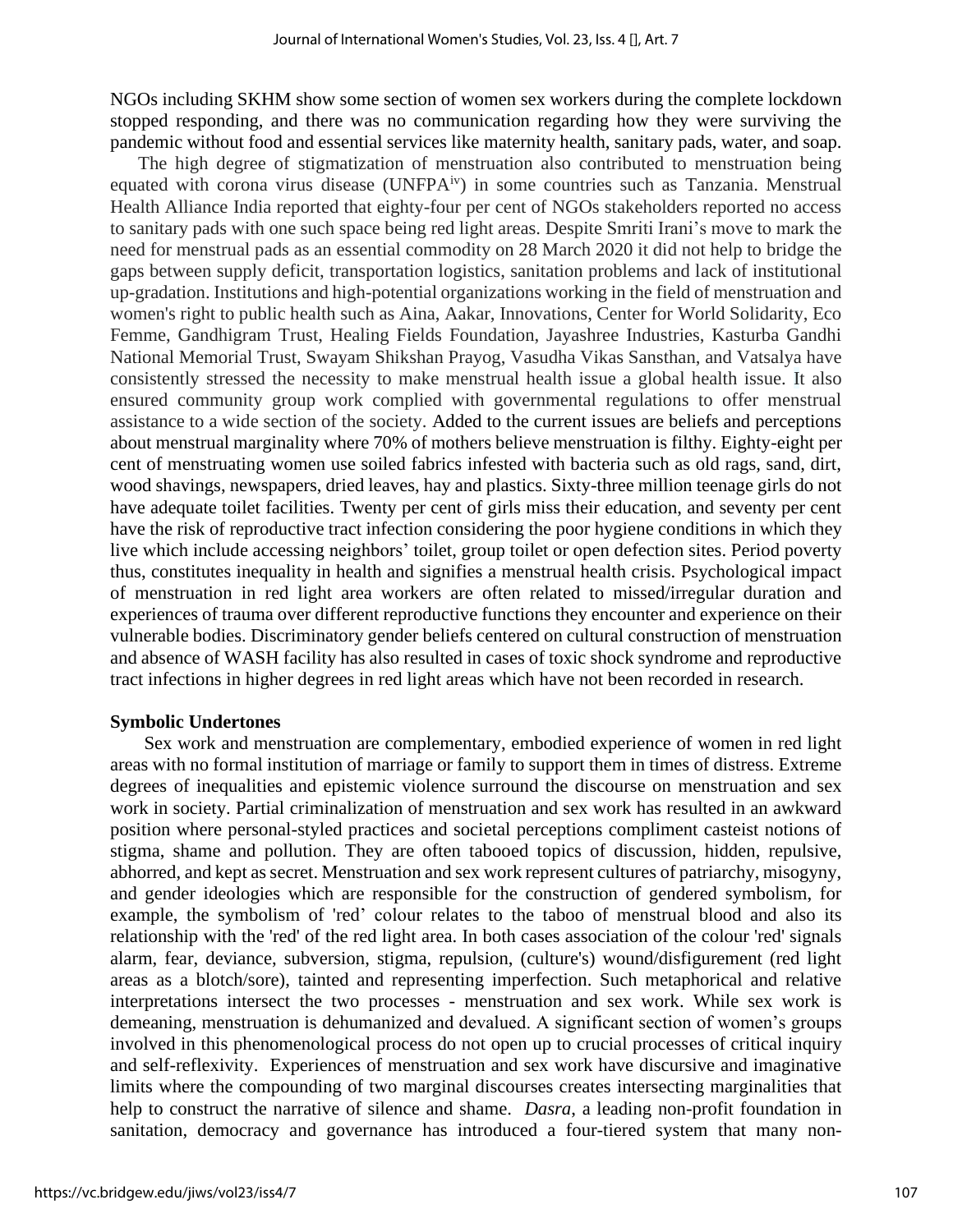NGOs including SKHM show some section of women sex workers during the complete lockdown stopped responding, and there was no communication regarding how they were surviving the pandemic without food and essential services like maternity health, sanitary pads, water, and soap.

The high degree of stigmatization of menstruation also contributed to menstruation being equated with corona virus disease (UNFPA[iv]) in some countries such as Tanzania. Menstrual Health Alliance India reported that eighty-four per cent of NGOs stakeholders reported no access to sanitary pads with one such space being red light areas. Despite Smriti Irani's move to mark the need for menstrual pads as an essential commodity on 28 March 2020 it did not help to bridge the gaps between supply deficit, transportation logistics, sanitation problems and lack of institutional up-gradation. Institutions and high-potential organizations working in the field of menstruation and women's right to public health such as Aina, Aakar, Innovations, Center for World Solidarity, Eco Femme, Gandhigram Trust, Healing Fields Foundation, Jayashree Industries, Kasturba Gandhi National Memorial Trust, Swayam Shikshan Prayog, Vasudha Vikas Sansthan, and Vatsalya have consistently stressed the necessity to make menstrual health issue a global health issue. It also ensured community group work complied with governmental regulations to offer menstrual assistance to a wide section of the society. Added to the current issues are beliefs and perceptions about menstrual marginality where 70% of mothers believe menstruation is filthy. Eighty-eight per cent of menstruating women use soiled fabrics infested with bacteria such as old rags, sand, dirt, wood shavings, newspapers, dried leaves, hay and plastics. Sixty-three million teenage girls do not have adequate toilet facilities. Twenty per cent of girls miss their education, and seventy per cent have the risk of reproductive tract infection considering the poor hygiene conditions in which they live which include accessing neighbors' toilet, group toilet or open defection sites. Period poverty thus, constitutes inequality in health and signifies a menstrual health crisis. Psychological impact of menstruation in red light area workers are often related to missed/irregular duration and experiences of trauma over different reproductive functions they encounter and experience on their vulnerable bodies. Discriminatory gender beliefs centered on cultural construction of menstruation and absence of WASH facility has also resulted in cases of toxic shock syndrome and reproductive tract infections in higher degrees in red light areas which have not been recorded in research.

**Symbolic Undertones**

Sex work and menstruation are complementary, embodied experience of women in red light areas with no formal institution of marriage or family to support them in times of distress. Extreme degrees of inequalities and epistemic violence surround the discourse on menstruation and sex work in society. Partial criminalization of menstruation and sex work has resulted in an awkward position where personal-styled practices and societal perceptions compliment casteist notions of stigma, shame and pollution. They are often tabooed topics of discussion, hidden, repulsive, abhorred, and kept as secret. Menstruation and sex work represent cultures of patriarchy, misogyny, and gender ideologies which are responsible for the construction of gendered symbolism, for example, the symbolism of 'red' colour relates to the taboo of menstrual blood and also its relationship with the 'red' of the red light area. In both cases association of the colour 'red' signals alarm, fear, deviance, subversion, stigma, repulsion, (culture's) wound/disfigurement (red light areas as a blotch/sore), tainted and representing imperfection. Such metaphorical and relative interpretations intersect the two processes - menstruation and sex work. While sex work is demeaning, menstruation is dehumanized and devalued. A significant section of women's groups involved in this phenomenological process do not open up to crucial processes of critical inquiry and self-reflexivity. Experiences of menstruation and sex work have discursive and imaginative limits where the compounding of two marginal discourses creates intersecting marginalities that help to construct the narrative of silence and shame. *Dasra*, a leading non-profit foundation in sanitation, democracy and governance has introduced a four-tiered system that many non-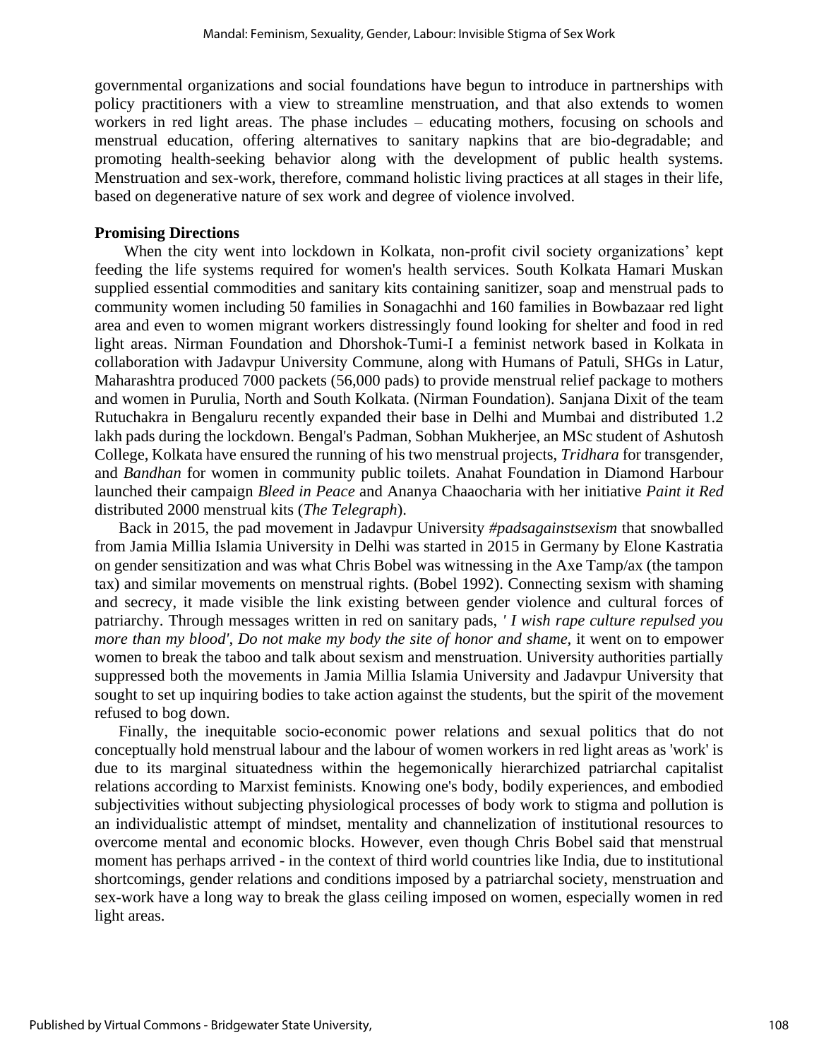governmental organizations and social foundations have begun to introduce in partnerships with policy practitioners with a view to streamline menstruation, and that also extends to women workers in red light areas. The phase includes – educating mothers, focusing on schools and menstrual education, offering alternatives to sanitary napkins that are bio-degradable; and promoting health-seeking behavior along with the development of public health systems. Menstruation and sex-work, therefore, command holistic living practices at all stages in their life, based on degenerative nature of sex work and degree of violence involved.

**Promising Directions**

When the city went into lockdown in Kolkata, non-profit civil society organizations' kept feeding the life systems required for women's health services. South Kolkata Hamari Muskan supplied essential commodities and sanitary kits containing sanitizer, soap and menstrual pads to community women including 50 families in Sonagachhi and 160 families in Bowbazaar red light area and even to women migrant workers distressingly found looking for shelter and food in red light areas. Nirman Foundation and Dhorshok-Tumi-I a feminist network based in Kolkata in collaboration with Jadavpur University Commune, along with Humans of Patuli, SHGs in Latur, Maharashtra produced 7000 packets (56,000 pads) to provide menstrual relief package to mothers and women in Purulia, North and South Kolkata. (Nirman Foundation). Sanjana Dixit of the team Rutuchakra in Bengaluru recently expanded their base in Delhi and Mumbai and distributed 1.2 lakh pads during the lockdown. Bengal's Padman, Sobhan Mukherjee, an MSc student of Ashutosh College, Kolkata have ensured the running of his two menstrual projects, *Tridhara* for transgender, and *Bandhan* for women in community public toilets. Anahat Foundation in Diamond Harbour launched their campaign *Bleed in Peace* and Ananya Chaaocharia with her initiative *Paint it Red* distributed 2000 menstrual kits (*The Telegraph*).

Back in 2015, the pad movement in Jadavpur University *#padsagainstsexism* that snowballed from Jamia Millia Islamia University in Delhi was started in 2015 in Germany by Elone Kastratia on gender sensitization and was what Chris Bobel was witnessing in the Axe Tamp/ax (the tampon tax) and similar movements on menstrual rights. (Bobel 1992). Connecting sexism with shaming and secrecy, it made visible the link existing between gender violence and cultural forces of patriarchy. Through messages written in red on sanitary pads, *' I wish rape culture repulsed you more than my blood', Do not make my body the site of honor and shame*, it went on to empower women to break the taboo and talk about sexism and menstruation. University authorities partially suppressed both the movements in Jamia Millia Islamia University and Jadavpur University that sought to set up inquiring bodies to take action against the students, but the spirit of the movement refused to bog down.

Finally, the inequitable socio-economic power relations and sexual politics that do not conceptually hold menstrual labour and the labour of women workers in red light areas as 'work' is due to its marginal situatedness within the hegemonically hierarchized patriarchal capitalist relations according to Marxist feminists. Knowing one's body, bodily experiences, and embodied subjectivities without subjecting physiological processes of body work to stigma and pollution is an individualistic attempt of mindset, mentality and channelization of institutional resources to overcome mental and economic blocks. However, even though Chris Bobel said that menstrual moment has perhaps arrived - in the context of third world countries like India, due to institutional shortcomings, gender relations and conditions imposed by a patriarchal society, menstruation and sex-work have a long way to break the glass ceiling imposed on women, especially women in red light areas.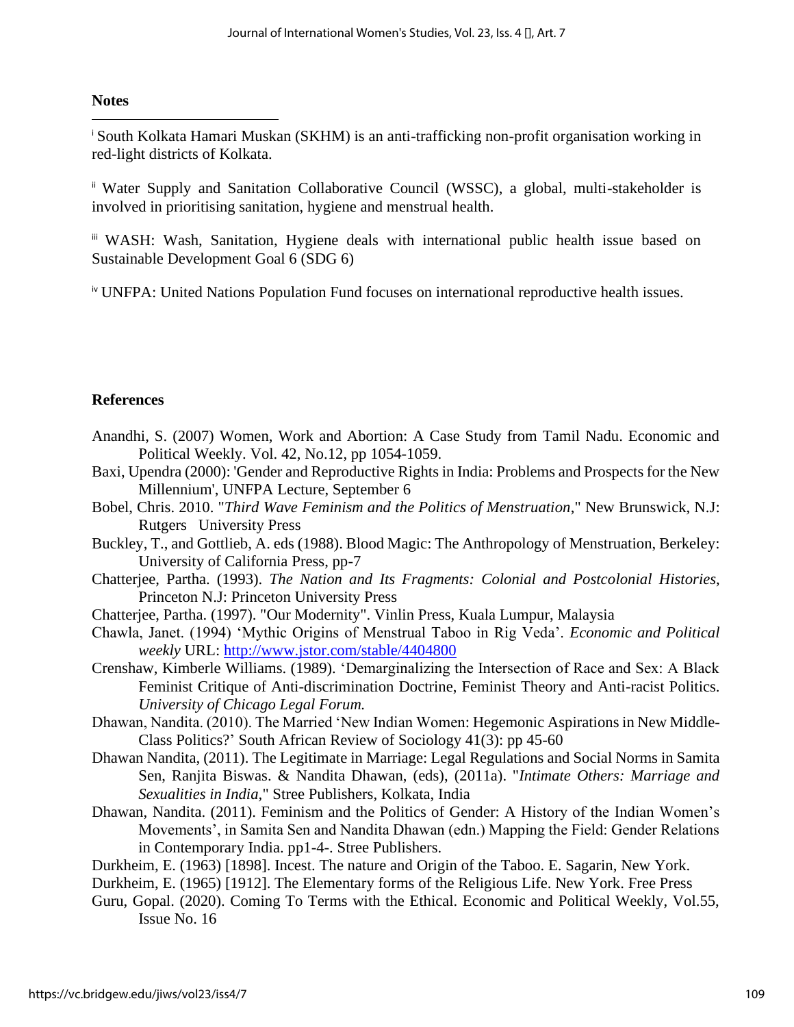## Notes

i South Kolkata Hamari Muskan (SKHM) is an anti-trafficking non-profit organisation working in red-light districts of Kolkata.

ii Water Supply and Sanitation Collaborative Council (WSSC), a global, multi-stakeholder is involved in prioritising sanitation, hygiene and menstrual health.

iii WASH: Wash, Sanitation, Hygiene deals with international public health issue based on Sustainable Development Goal 6 (SDG 6)

iv UNFPA: United Nations Population Fund focuses on international reproductive health issues.

## References

Anandhi, S. (2007) Women, Work and Abortion: A Case Study from Tamil Nadu. Economic and Political Weekly. Vol. 42, No.12, pp 1054-1059.

Baxi, Upendra (2000): 'Gender and Reproductive Rights in India: Problems and Prospects for the New Millennium', UNFPA Lecture, September 6

Bobel, Chris. 2010. "*Third Wave Feminism and the Politics of Menstruation*," New Brunswick, N.J: Rutgers University Press

Buckley, T., and Gottlieb, A. eds (1988). Blood Magic: The Anthropology of Menstruation, Berkeley: University of California Press, pp-7

Chatterjee, Partha. (1993). *The Nation and Its Fragments: Colonial and Postcolonial Histories*, Princeton N.J: Princeton University Press

Chatterjee, Partha. (1997). "Our Modernity". Vinlin Press, Kuala Lumpur, Malaysia

Chawla, Janet. (1994) 'Mythic Origins of Menstrual Taboo in Rig Veda'. *Economic and Political weekly* URL: http://www.jstor.com/stable/4404800

Crenshaw, Kimberle Williams. (1989). 'Demarginalizing the Intersection of Race and Sex: A Black Feminist Critique of Anti-discrimination Doctrine, Feminist Theory and Anti-racist Politics. *University of Chicago Legal Forum.*

Dhawan, Nandita. (2010). The Married 'New Indian Women: Hegemonic Aspirations in New Middle-Class Politics?' South African Review of Sociology 41(3): pp 45-60

Dhawan Nandita, (2011). The Legitimate in Marriage: Legal Regulations and Social Norms in Samita Sen, Ranjita Biswas. & Nandita Dhawan, (eds), (2011a). "*Intimate Others: Marriage and Sexualities in India,*" Stree Publishers, Kolkata, India

Dhawan, Nandita. (2011). Feminism and the Politics of Gender: A History of the Indian Women's Movements', in Samita Sen and Nandita Dhawan (edn.) Mapping the Field: Gender Relations in Contemporary India. pp1-4-. Stree Publishers.

Durkheim, E. (1963) [1898]. Incest. The nature and Origin of the Taboo. E. Sagarin, New York.

Durkheim, E. (1965) [1912]. The Elementary forms of the Religious Life. New York. Free Press

Guru, Gopal. (2020). Coming To Terms with the Ethical. Economic and Political Weekly, Vol.55, Issue No. 16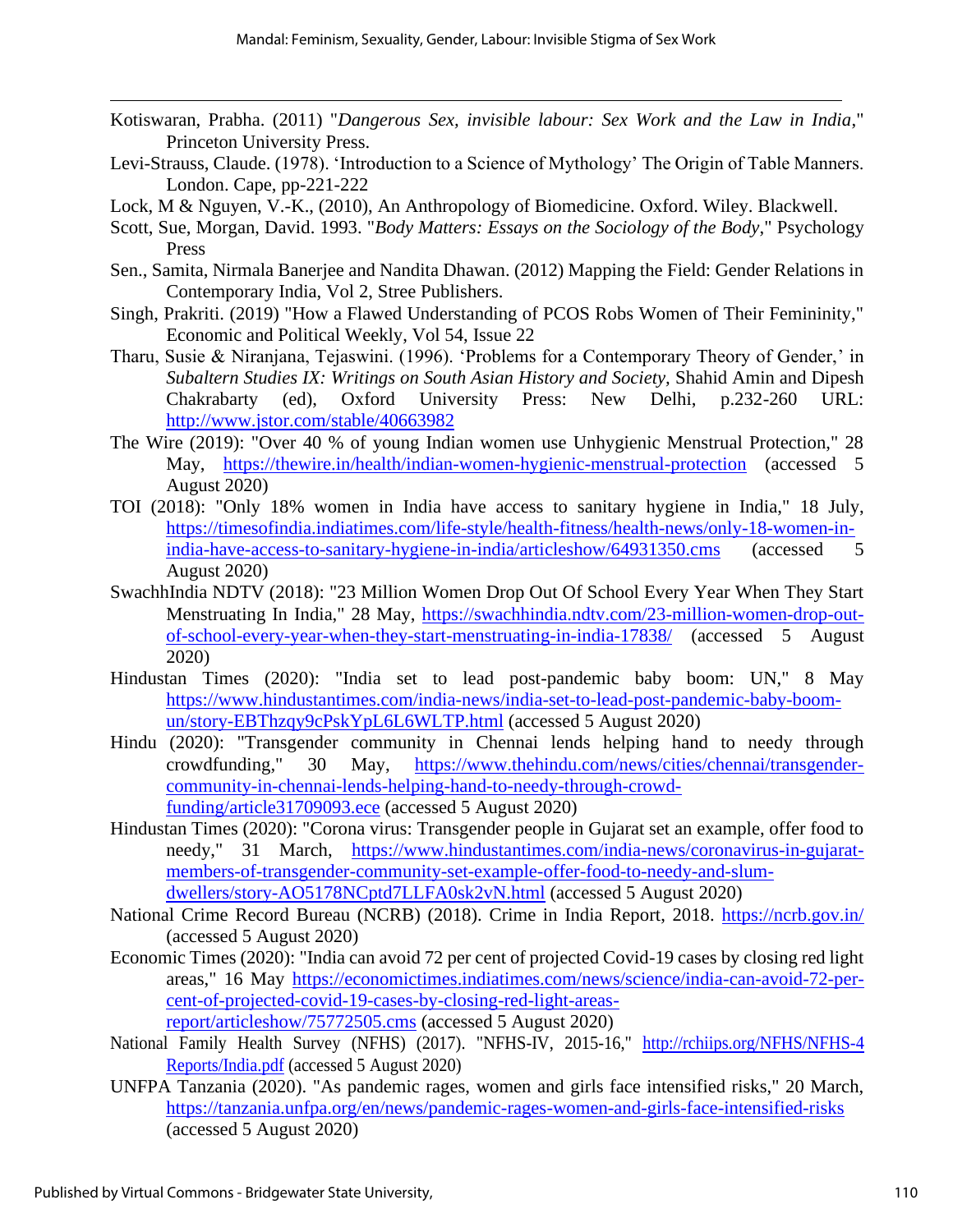Kotiswaran, Prabha. (2011) "*Dangerous Sex, invisible labour: Sex Work and the Law in India*," Princeton University Press.

Levi-Strauss, Claude. (1978). 'Introduction to a Science of Mythology' The Origin of Table Manners. London. Cape, pp-221-222

Lock, M & Nguyen, V.-K., (2010), An Anthropology of Biomedicine. Oxford. Wiley. Blackwell.

Scott, Sue, Morgan, David. 1993. "*Body Matters: Essays on the Sociology of the Body*," Psychology Press

Sen., Samita, Nirmala Banerjee and Nandita Dhawan. (2012) Mapping the Field: Gender Relations in Contemporary India, Vol 2, Stree Publishers.

Singh, Prakriti. (2019) "How a Flawed Understanding of PCOS Robs Women of Their Femininity," Economic and Political Weekly, Vol 54, Issue 22

Tharu, Susie & Niranjana, Tejaswini. (1996). 'Problems for a Contemporary Theory of Gender,' in *Subaltern Studies IX: Writings on South Asian History and Society*, Shahid Amin and Dipesh Chakrabarty (ed), Oxford University Press: New Delhi, p.232-260 URL: http://www.jstor.com/stable/40663982

The Wire (2019): "Over 40 % of young Indian women use Unhygienic Menstrual Protection," 28 May, https://thewire.in/health/indian-women-hygienic-menstrual-protection (accessed 5 August 2020)

TOI (2018): "Only 18% women in India have access to sanitary hygiene in India," 18 July, https://timesofindia.indiatimes.com/life-style/health-fitness/health-news/only-18-women-in-india-have-access-to-sanitary-hygiene-in-india/articleshow/64931350.cms (accessed 5 August 2020)

SwachhIndia NDTV (2018): "23 Million Women Drop Out Of School Every Year When They Start Menstruating In India," 28 May, https://swachhindia.ndtv.com/23-million-women-drop-out-of-school-every-year-when-they-start-menstruating-in-india-17838/ (accessed 5 August 2020)

Hindustan Times (2020): "India set to lead post-pandemic baby boom: UN," 8 May https://www.hindustantimes.com/india-news/india-set-to-lead-post-pandemic-baby-boom-un/story-EBThzqy9cPskYpL6L6WLTP.html (accessed 5 August 2020)

Hindu (2020): "Transgender community in Chennai lends helping hand to needy through crowdfunding," 30 May, https://www.thehindu.com/news/cities/chennai/transgender-community-in-chennai-lends-helping-hand-to-needy-through-crowd-funding/article31709093.ece (accessed 5 August 2020)

Hindustan Times (2020): "Corona virus: Transgender people in Gujarat set an example, offer food to needy," 31 March, https://www.hindustantimes.com/india-news/coronavirus-in-gujarat-members-of-transgender-community-set-example-offer-food-to-needy-and-slum-dwellers/story-AO5178NCptd7LLFA0sk2vN.html (accessed 5 August 2020)

National Crime Record Bureau (NCRB) (2018). Crime in India Report, 2018. https://ncrb.gov.in/ (accessed 5 August 2020)

Economic Times (2020): "India can avoid 72 per cent of projected Covid-19 cases by closing red light areas," 16 May https://economictimes.indiatimes.com/news/science/india-can-avoid-72-per-cent-of-projected-covid-19-cases-by-closing-red-light-areas-report/articleshow/75772505.cms (accessed 5 August 2020)

National Family Health Survey (NFHS) (2017). "NFHS-IV, 2015-16," http://rchiips.org/NFHS/NFHS-4Reports/India.pdf (accessed 5 August 2020)

UNFPA Tanzania (2020). "As pandemic rages, women and girls face intensified risks," 20 March, https://tanzania.unfpa.org/en/news/pandemic-rages-women-and-girls-face-intensified-risks (accessed 5 August 2020)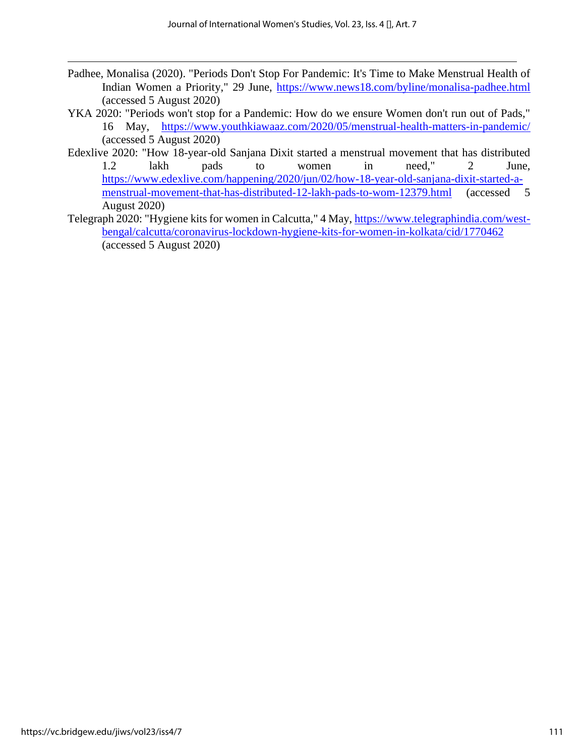Padhee, Monalisa (2020). "Periods Don't Stop For Pandemic: It's Time to Make Menstrual Health of Indian Women a Priority," 29 June, https://www.news18.com/byline/monalisa-padhee.html (accessed 5 August 2020)

YKA 2020: "Periods won't stop for a Pandemic: How do we ensure Women don't run out of Pads," 16 May, https://www.youthkiawaaz.com/2020/05/menstrual-health-matters-in-pandemic/ (accessed 5 August 2020)

Edexlive 2020: "How 18-year-old Sanjana Dixit started a menstrual movement that has distributed 1.2 lakh pads to women in need," 2 June, https://www.edexlive.com/happening/2020/jun/02/how-18-year-old-sanjana-dixit-started-a-menstrual-movement-that-has-distributed-12-lakh-pads-to-wom-12379.html (accessed 5 August 2020)

Telegraph 2020: "Hygiene kits for women in Calcutta," 4 May, https://www.telegraphindia.com/west-bengal/calcutta/coronavirus-lockdown-hygiene-kits-for-women-in-kolkata/cid/1770462 (accessed 5 August 2020)